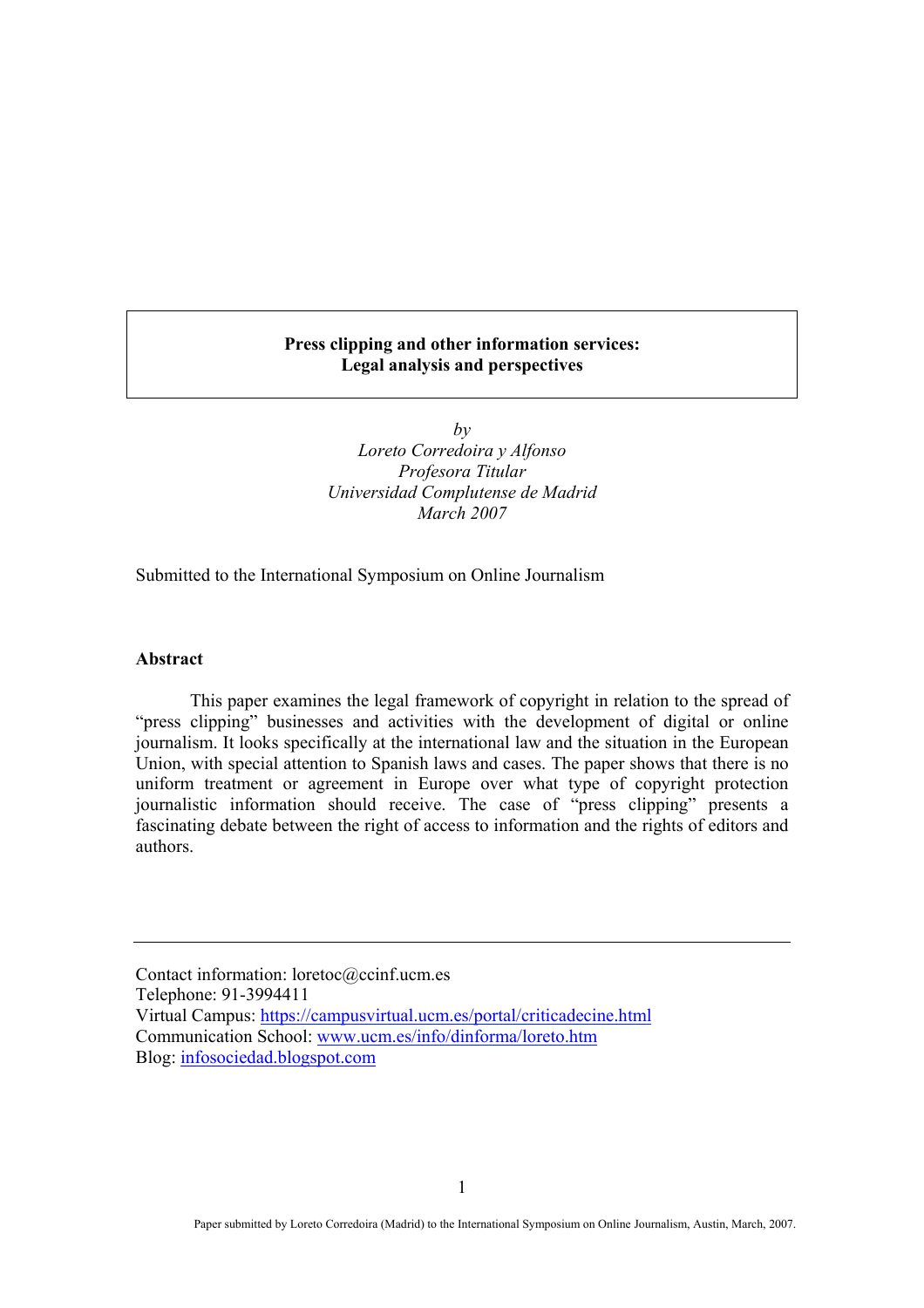# Press clipping and other information services: Legal analysis and perspectives

*by*
*Loreto Corredoira y Alfonso*
*Profesora Titular*
*Universidad Complutense de Madrid*
*March 2007*

Submitted to the International Symposium on Online Journalism

## Abstract

This paper examines the legal framework of copyright in relation to the spread of "press clipping" businesses and activities with the development of digital or online journalism. It looks specifically at the international law and the situation in the European Union, with special attention to Spanish laws and cases. The paper shows that there is no uniform treatment or agreement in Europe over what type of copyright protection journalistic information should receive. The case of "press clipping" presents a fascinating debate between the right of access to information and the rights of editors and authors.

---

Contact information: loretoc@ccinf.ucm.es
Telephone: 91-3994411
Virtual Campus: https://campusvirtual.ucm.es/portal/criticadecine.html
Communication School: www.ucm.es/info/dinforma/loreto.htm
Blog: infosociedad.blogspot.com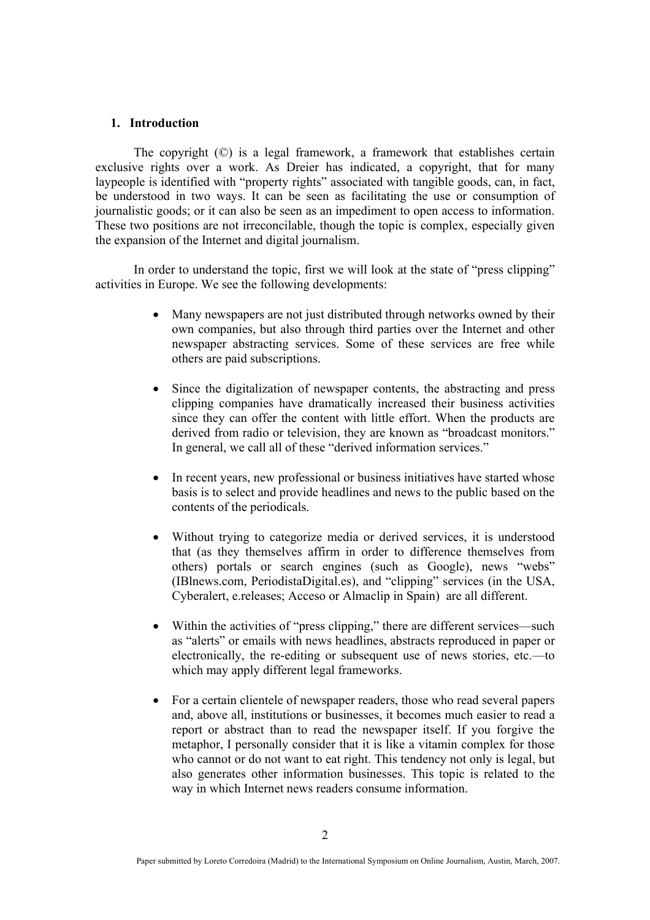## 1. Introduction

The copyright (©) is a legal framework, a framework that establishes certain exclusive rights over a work. As Dreier has indicated, a copyright, that for many laypeople is identified with "property rights" associated with tangible goods, can, in fact, be understood in two ways. It can be seen as facilitating the use or consumption of journalistic goods; or it can also be seen as an impediment to open access to information. These two positions are not irreconcilable, though the topic is complex, especially given the expansion of the Internet and digital journalism.

In order to understand the topic, first we will look at the state of "press clipping" activities in Europe. We see the following developments:

- Many newspapers are not just distributed through networks owned by their own companies, but also through third parties over the Internet and other newspaper abstracting services. Some of these services are free while others are paid subscriptions.
- Since the digitalization of newspaper contents, the abstracting and press clipping companies have dramatically increased their business activities since they can offer the content with little effort. When the products are derived from radio or television, they are known as "broadcast monitors." In general, we call all of these "derived information services."
- In recent years, new professional or business initiatives have started whose basis is to select and provide headlines and news to the public based on the contents of the periodicals.
- Without trying to categorize media or derived services, it is understood that (as they themselves affirm in order to difference themselves from others) portals or search engines (such as Google), news "webs" (IBlnews.com, PeriodistaDigital.es), and "clipping" services (in the USA, Cyberalert, e.releases; Acceso or Almaclip in Spain) are all different.
- Within the activities of "press clipping," there are different services—such as "alerts" or emails with news headlines, abstracts reproduced in paper or electronically, the re-editing or subsequent use of news stories, etc.—to which may apply different legal frameworks.
- For a certain clientele of newspaper readers, those who read several papers and, above all, institutions or businesses, it becomes much easier to read a report or abstract than to read the newspaper itself. If you forgive the metaphor, I personally consider that it is like a vitamin complex for those who cannot or do not want to eat right. This tendency not only is legal, but also generates other information businesses. This topic is related to the way in which Internet news readers consume information.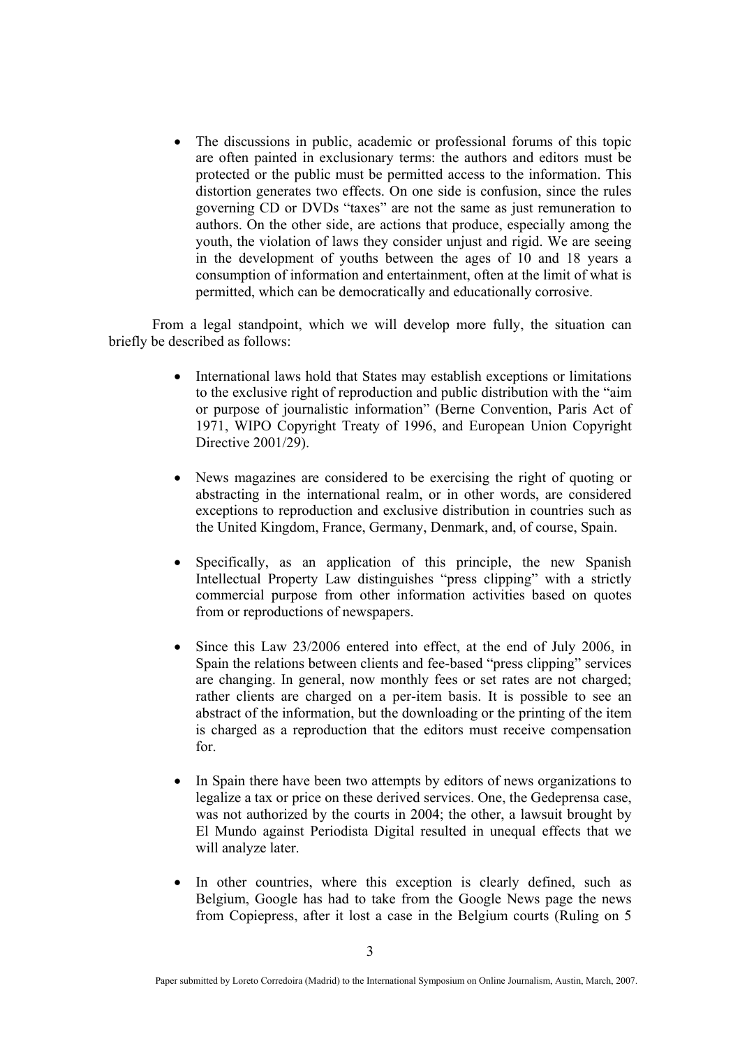- The discussions in public, academic or professional forums of this topic are often painted in exclusionary terms: the authors and editors must be protected or the public must be permitted access to the information. This distortion generates two effects. On one side is confusion, since the rules governing CD or DVDs "taxes" are not the same as just remuneration to authors. On the other side, are actions that produce, especially among the youth, the violation of laws they consider unjust and rigid. We are seeing in the development of youths between the ages of 10 and 18 years a consumption of information and entertainment, often at the limit of what is permitted, which can be democratically and educationally corrosive.

From a legal standpoint, which we will develop more fully, the situation can briefly be described as follows:

- International laws hold that States may establish exceptions or limitations to the exclusive right of reproduction and public distribution with the "aim or purpose of journalistic information" (Berne Convention, Paris Act of 1971, WIPO Copyright Treaty of 1996, and European Union Copyright Directive 2001/29).

- News magazines are considered to be exercising the right of quoting or abstracting in the international realm, or in other words, are considered exceptions to reproduction and exclusive distribution in countries such as the United Kingdom, France, Germany, Denmark, and, of course, Spain.

- Specifically, as an application of this principle, the new Spanish Intellectual Property Law distinguishes "press clipping" with a strictly commercial purpose from other information activities based on quotes from or reproductions of newspapers.

- Since this Law 23/2006 entered into effect, at the end of July 2006, in Spain the relations between clients and fee-based "press clipping" services are changing. In general, now monthly fees or set rates are not charged; rather clients are charged on a per-item basis. It is possible to see an abstract of the information, but the downloading or the printing of the item is charged as a reproduction that the editors must receive compensation for.

- In Spain there have been two attempts by editors of news organizations to legalize a tax or price on these derived services. One, the Gedeprensa case, was not authorized by the courts in 2004; the other, a lawsuit brought by El Mundo against Periodista Digital resulted in unequal effects that we will analyze later.

- In other countries, where this exception is clearly defined, such as Belgium, Google has had to take from the Google News page the news from Copiepress, after it lost a case in the Belgium courts (Ruling on 5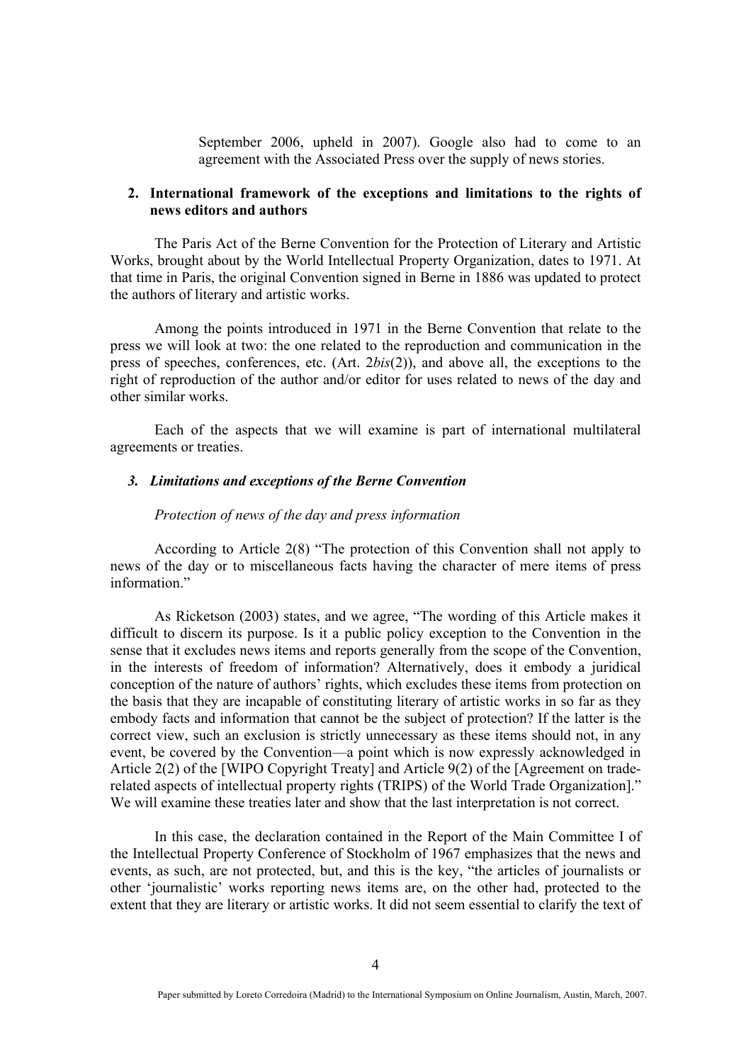September 2006, upheld in 2007). Google also had to come to an agreement with the Associated Press over the supply of news stories.

## 2. International framework of the exceptions and limitations to the rights of news editors and authors

The Paris Act of the Berne Convention for the Protection of Literary and Artistic Works, brought about by the World Intellectual Property Organization, dates to 1971. At that time in Paris, the original Convention signed in Berne in 1886 was updated to protect the authors of literary and artistic works.

Among the points introduced in 1971 in the Berne Convention that relate to the press we will look at two: the one related to the reproduction and communication in the press of speeches, conferences, etc. (Art. 2*bis*(2)), and above all, the exceptions to the right of reproduction of the author and/or editor for uses related to news of the day and other similar works.

Each of the aspects that we will examine is part of international multilateral agreements or treaties.

### *3. Limitations and exceptions of the Berne Convention*

*Protection of news of the day and press information*

According to Article 2(8) "The protection of this Convention shall not apply to news of the day or to miscellaneous facts having the character of mere items of press information."

As Ricketson (2003) states, and we agree, "The wording of this Article makes it difficult to discern its purpose. Is it a public policy exception to the Convention in the sense that it excludes news items and reports generally from the scope of the Convention, in the interests of freedom of information? Alternatively, does it embody a juridical conception of the nature of authors' rights, which excludes these items from protection on the basis that they are incapable of constituting literary of artistic works in so far as they embody facts and information that cannot be the subject of protection? If the latter is the correct view, such an exclusion is strictly unnecessary as these items should not, in any event, be covered by the Convention—a point which is now expressly acknowledged in Article 2(2) of the [WIPO Copyright Treaty] and Article 9(2) of the [Agreement on trade-related aspects of intellectual property rights (TRIPS) of the World Trade Organization]." We will examine these treaties later and show that the last interpretation is not correct.

In this case, the declaration contained in the Report of the Main Committee I of the Intellectual Property Conference of Stockholm of 1967 emphasizes that the news and events, as such, are not protected, but, and this is the key, "the articles of journalists or other 'journalistic' works reporting news items are, on the other had, protected to the extent that they are literary or artistic works. It did not seem essential to clarify the text of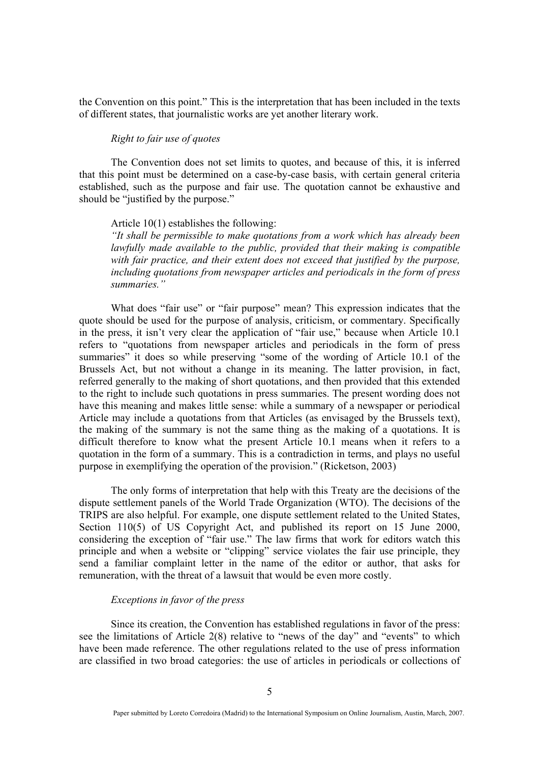the Convention on this point." This is the interpretation that has been included in the texts of different states, that journalistic works are yet another literary work.

*Right to fair use of quotes*

The Convention does not set limits to quotes, and because of this, it is inferred that this point must be determined on a case-by-case basis, with certain general criteria established, such as the purpose and fair use. The quotation cannot be exhaustive and should be "justified by the purpose."

Article 10(1) establishes the following:

*"It shall be permissible to make quotations from a work which has already been lawfully made available to the public, provided that their making is compatible with fair practice, and their extent does not exceed that justified by the purpose, including quotations from newspaper articles and periodicals in the form of press summaries."*

What does "fair use" or "fair purpose" mean? This expression indicates that the quote should be used for the purpose of analysis, criticism, or commentary. Specifically in the press, it isn't very clear the application of "fair use," because when Article 10.1 refers to "quotations from newspaper articles and periodicals in the form of press summaries" it does so while preserving "some of the wording of Article 10.1 of the Brussels Act, but not without a change in its meaning. The latter provision, in fact, referred generally to the making of short quotations, and then provided that this extended to the right to include such quotations in press summaries. The present wording does not have this meaning and makes little sense: while a summary of a newspaper or periodical Article may include a quotations from that Articles (as envisaged by the Brussels text), the making of the summary is not the same thing as the making of a quotations. It is difficult therefore to know what the present Article 10.1 means when it refers to a quotation in the form of a summary. This is a contradiction in terms, and plays no useful purpose in exemplifying the operation of the provision." (Ricketson, 2003)

The only forms of interpretation that help with this Treaty are the decisions of the dispute settlement panels of the World Trade Organization (WTO). The decisions of the TRIPS are also helpful. For example, one dispute settlement related to the United States, Section 110(5) of US Copyright Act, and published its report on 15 June 2000, considering the exception of "fair use." The law firms that work for editors watch this principle and when a website or "clipping" service violates the fair use principle, they send a familiar complaint letter in the name of the editor or author, that asks for remuneration, with the threat of a lawsuit that would be even more costly.

*Exceptions in favor of the press*

Since its creation, the Convention has established regulations in favor of the press: see the limitations of Article 2(8) relative to "news of the day" and "events" to which have been made reference. The other regulations related to the use of press information are classified in two broad categories: the use of articles in periodicals or collections of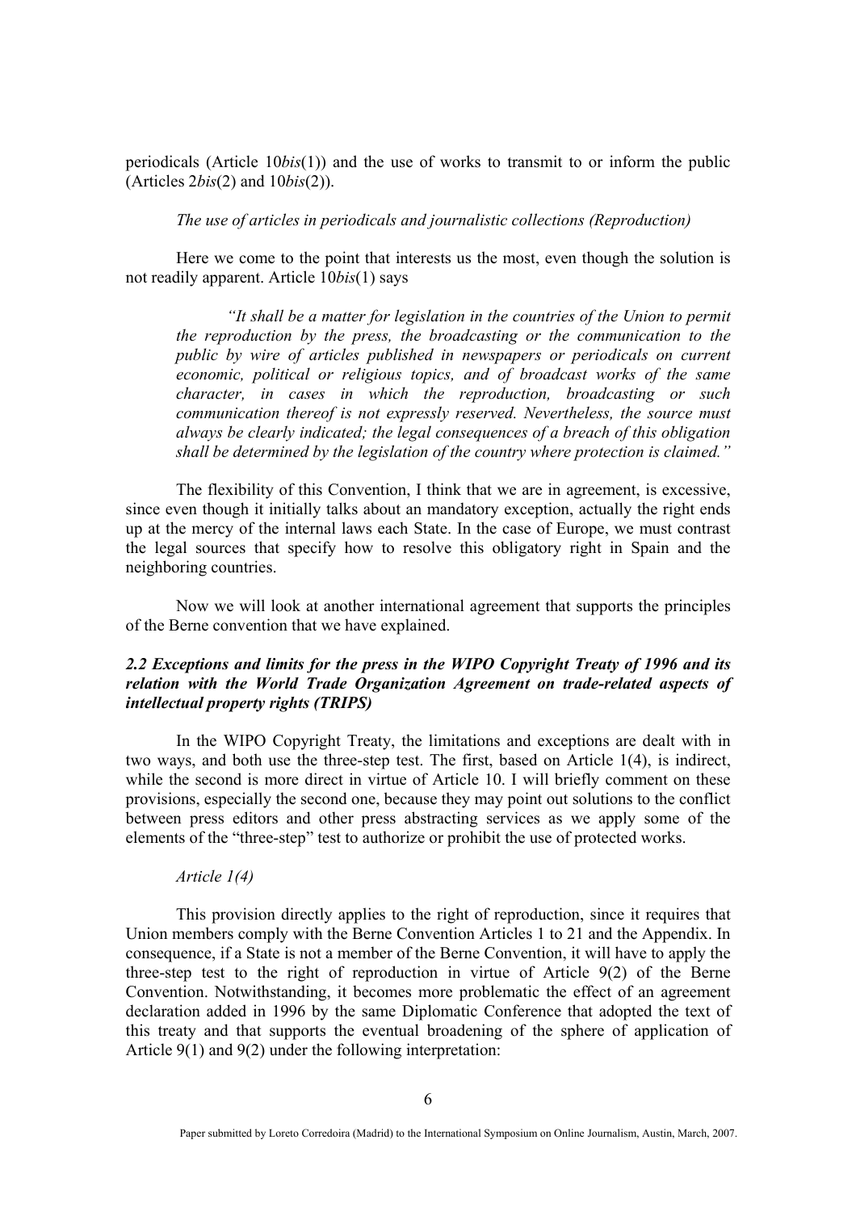periodicals (Article 10*bis*(1)) and the use of works to transmit to or inform the public (Articles 2*bis*(2) and 10*bis*(2)).

*The use of articles in periodicals and journalistic collections (Reproduction)*

Here we come to the point that interests us the most, even though the solution is not readily apparent. Article 10*bis*(1) says

> *"It shall be a matter for legislation in the countries of the Union to permit the reproduction by the press, the broadcasting or the communication to the public by wire of articles published in newspapers or periodicals on current economic, political or religious topics, and of broadcast works of the same character, in cases in which the reproduction, broadcasting or such communication thereof is not expressly reserved. Nevertheless, the source must always be clearly indicated; the legal consequences of a breach of this obligation shall be determined by the legislation of the country where protection is claimed."*

The flexibility of this Convention, I think that we are in agreement, is excessive, since even though it initially talks about an mandatory exception, actually the right ends up at the mercy of the internal laws each State. In the case of Europe, we must contrast the legal sources that specify how to resolve this obligatory right in Spain and the neighboring countries.

Now we will look at another international agreement that supports the principles of the Berne convention that we have explained.

### *2.2 Exceptions and limits for the press in the WIPO Copyright Treaty of 1996 and its relation with the World Trade Organization Agreement on trade-related aspects of intellectual property rights (TRIPS)*

In the WIPO Copyright Treaty, the limitations and exceptions are dealt with in two ways, and both use the three-step test. The first, based on Article 1(4), is indirect, while the second is more direct in virtue of Article 10. I will briefly comment on these provisions, especially the second one, because they may point out solutions to the conflict between press editors and other press abstracting services as we apply some of the elements of the "three-step" test to authorize or prohibit the use of protected works.

*Article 1(4)*

This provision directly applies to the right of reproduction, since it requires that Union members comply with the Berne Convention Articles 1 to 21 and the Appendix. In consequence, if a State is not a member of the Berne Convention, it will have to apply the three-step test to the right of reproduction in virtue of Article 9(2) of the Berne Convention. Notwithstanding, it becomes more problematic the effect of an agreement declaration added in 1996 by the same Diplomatic Conference that adopted the text of this treaty and that supports the eventual broadening of the sphere of application of Article 9(1) and 9(2) under the following interpretation: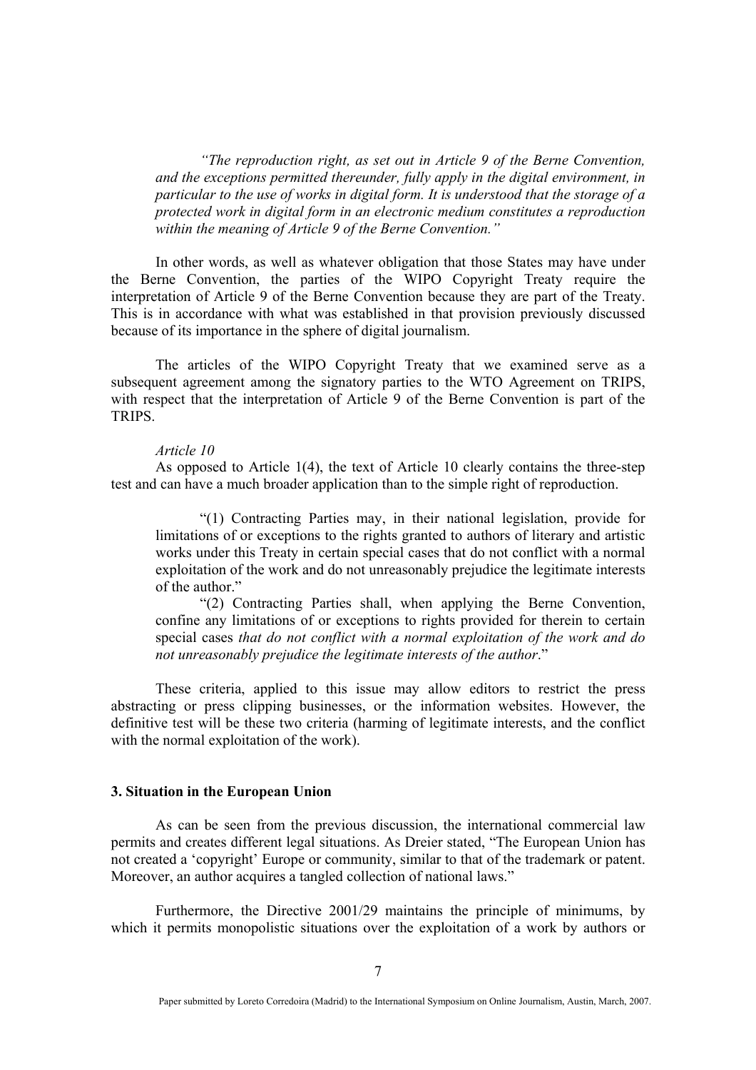*"The reproduction right, as set out in Article 9 of the Berne Convention, and the exceptions permitted thereunder, fully apply in the digital environment, in particular to the use of works in digital form. It is understood that the storage of a protected work in digital form in an electronic medium constitutes a reproduction within the meaning of Article 9 of the Berne Convention."*

In other words, as well as whatever obligation that those States may have under the Berne Convention, the parties of the WIPO Copyright Treaty require the interpretation of Article 9 of the Berne Convention because they are part of the Treaty. This is in accordance with what was established in that provision previously discussed because of its importance in the sphere of digital journalism.

The articles of the WIPO Copyright Treaty that we examined serve as a subsequent agreement among the signatory parties to the WTO Agreement on TRIPS, with respect that the interpretation of Article 9 of the Berne Convention is part of the TRIPS.

*Article 10*

As opposed to Article 1(4), the text of Article 10 clearly contains the three-step test and can have a much broader application than to the simple right of reproduction.

> "(1) Contracting Parties may, in their national legislation, provide for limitations of or exceptions to the rights granted to authors of literary and artistic works under this Treaty in certain special cases that do not conflict with a normal exploitation of the work and do not unreasonably prejudice the legitimate interests of the author."
>
> "(2) Contracting Parties shall, when applying the Berne Convention, confine any limitations of or exceptions to rights provided for therein to certain special cases *that do not conflict with a normal exploitation of the work and do not unreasonably prejudice the legitimate interests of the author*."

These criteria, applied to this issue may allow editors to restrict the press abstracting or press clipping businesses, or the information websites. However, the definitive test will be these two criteria (harming of legitimate interests, and the conflict with the normal exploitation of the work).

### 3. Situation in the European Union

As can be seen from the previous discussion, the international commercial law permits and creates different legal situations. As Dreier stated, "The European Union has not created a 'copyright' Europe or community, similar to that of the trademark or patent. Moreover, an author acquires a tangled collection of national laws."

Furthermore, the Directive 2001/29 maintains the principle of minimums, by which it permits monopolistic situations over the exploitation of a work by authors or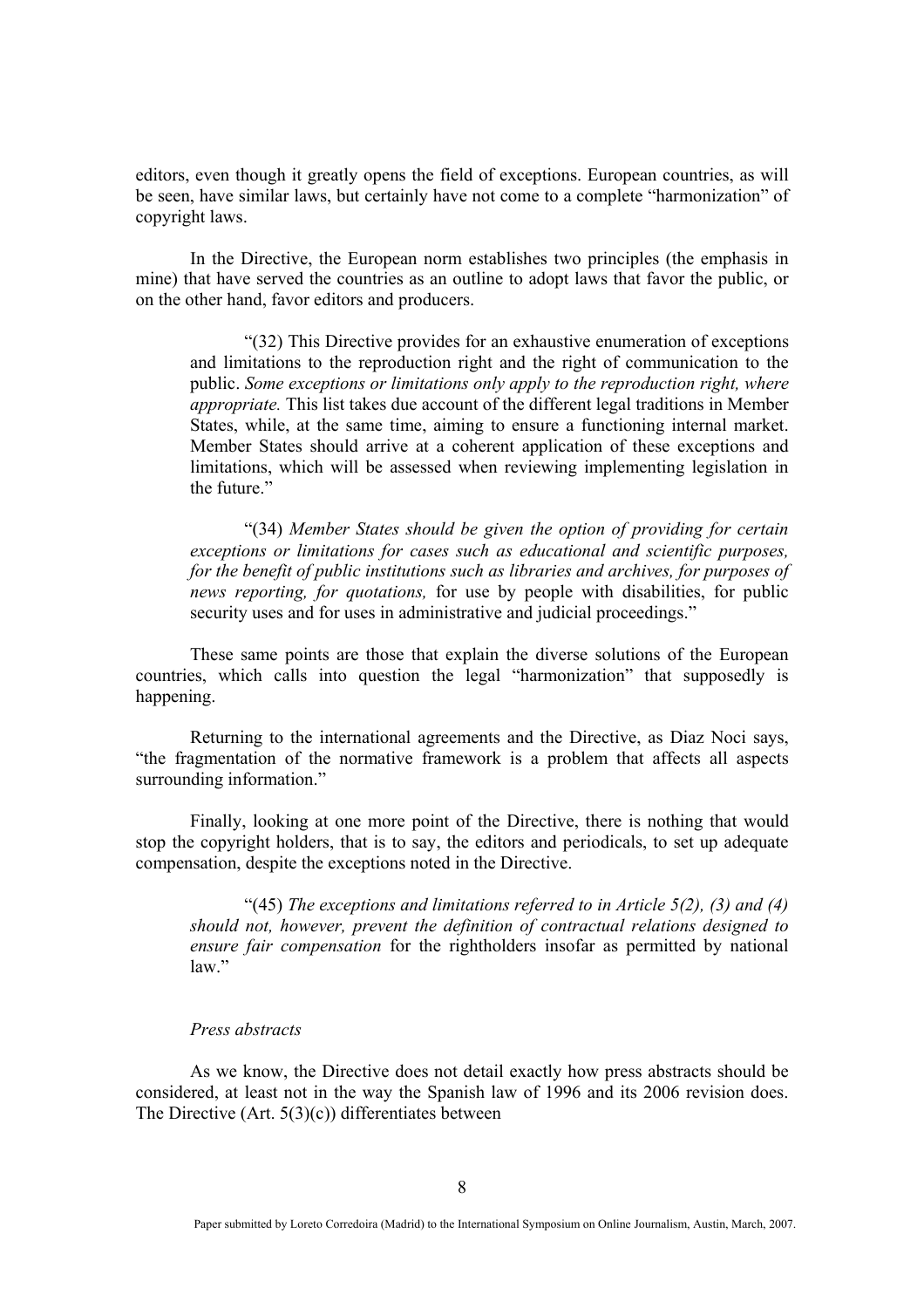editors, even though it greatly opens the field of exceptions. European countries, as will be seen, have similar laws, but certainly have not come to a complete "harmonization" of copyright laws.

In the Directive, the European norm establishes two principles (the emphasis in mine) that have served the countries as an outline to adopt laws that favor the public, or on the other hand, favor editors and producers.

> "(32) This Directive provides for an exhaustive enumeration of exceptions and limitations to the reproduction right and the right of communication to the public. *Some exceptions or limitations only apply to the reproduction right, where appropriate.* This list takes due account of the different legal traditions in Member States, while, at the same time, aiming to ensure a functioning internal market. Member States should arrive at a coherent application of these exceptions and limitations, which will be assessed when reviewing implementing legislation in the future."
>
> "(34) *Member States should be given the option of providing for certain exceptions or limitations for cases such as educational and scientific purposes, for the benefit of public institutions such as libraries and archives, for purposes of news reporting, for quotations,* for use by people with disabilities, for public security uses and for uses in administrative and judicial proceedings."

These same points are those that explain the diverse solutions of the European countries, which calls into question the legal "harmonization" that supposedly is happening.

Returning to the international agreements and the Directive, as Diaz Noci says, "the fragmentation of the normative framework is a problem that affects all aspects surrounding information."

Finally, looking at one more point of the Directive, there is nothing that would stop the copyright holders, that is to say, the editors and periodicals, to set up adequate compensation, despite the exceptions noted in the Directive.

> "(45) *The exceptions and limitations referred to in Article 5(2), (3) and (4) should not, however, prevent the definition of contractual relations designed to ensure fair compensation* for the rightholders insofar as permitted by national law."

*Press abstracts*

As we know, the Directive does not detail exactly how press abstracts should be considered, at least not in the way the Spanish law of 1996 and its 2006 revision does. The Directive (Art. 5(3)(c)) differentiates between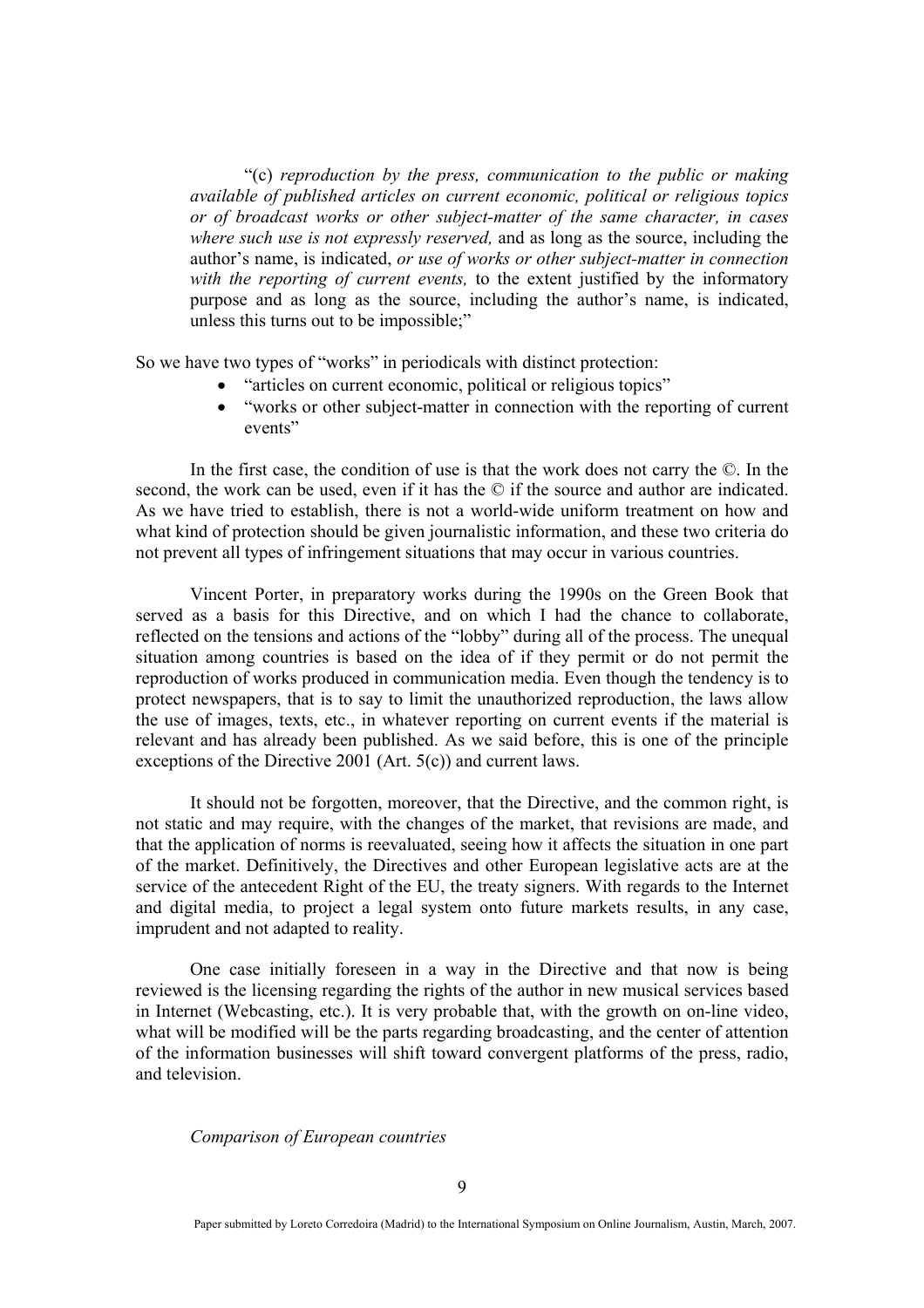"(c) *reproduction by the press, communication to the public or making available of published articles on current economic, political or religious topics or of broadcast works or other subject-matter of the same character, in cases where such use is not expressly reserved,* and as long as the source, including the author's name, is indicated, *or use of works or other subject-matter in connection with the reporting of current events,* to the extent justified by the informatory purpose and as long as the source, including the author's name, is indicated, unless this turns out to be impossible;"

So we have two types of "works" in periodicals with distinct protection:

- "articles on current economic, political or religious topics"
- "works or other subject-matter in connection with the reporting of current events"

In the first case, the condition of use is that the work does not carry the ©. In the second, the work can be used, even if it has the © if the source and author are indicated. As we have tried to establish, there is not a world-wide uniform treatment on how and what kind of protection should be given journalistic information, and these two criteria do not prevent all types of infringement situations that may occur in various countries.

Vincent Porter, in preparatory works during the 1990s on the Green Book that served as a basis for this Directive, and on which I had the chance to collaborate, reflected on the tensions and actions of the "lobby" during all of the process. The unequal situation among countries is based on the idea of if they permit or do not permit the reproduction of works produced in communication media. Even though the tendency is to protect newspapers, that is to say to limit the unauthorized reproduction, the laws allow the use of images, texts, etc., in whatever reporting on current events if the material is relevant and has already been published. As we said before, this is one of the principle exceptions of the Directive 2001 (Art. 5(c)) and current laws.

It should not be forgotten, moreover, that the Directive, and the common right, is not static and may require, with the changes of the market, that revisions are made, and that the application of norms is reevaluated, seeing how it affects the situation in one part of the market. Definitively, the Directives and other European legislative acts are at the service of the antecedent Right of the EU, the treaty signers. With regards to the Internet and digital media, to project a legal system onto future markets results, in any case, imprudent and not adapted to reality.

One case initially foreseen in a way in the Directive and that now is being reviewed is the licensing regarding the rights of the author in new musical services based in Internet (Webcasting, etc.). It is very probable that, with the growth on on-line video, what will be modified will be the parts regarding broadcasting, and the center of attention of the information businesses will shift toward convergent platforms of the press, radio, and television.

*Comparison of European countries*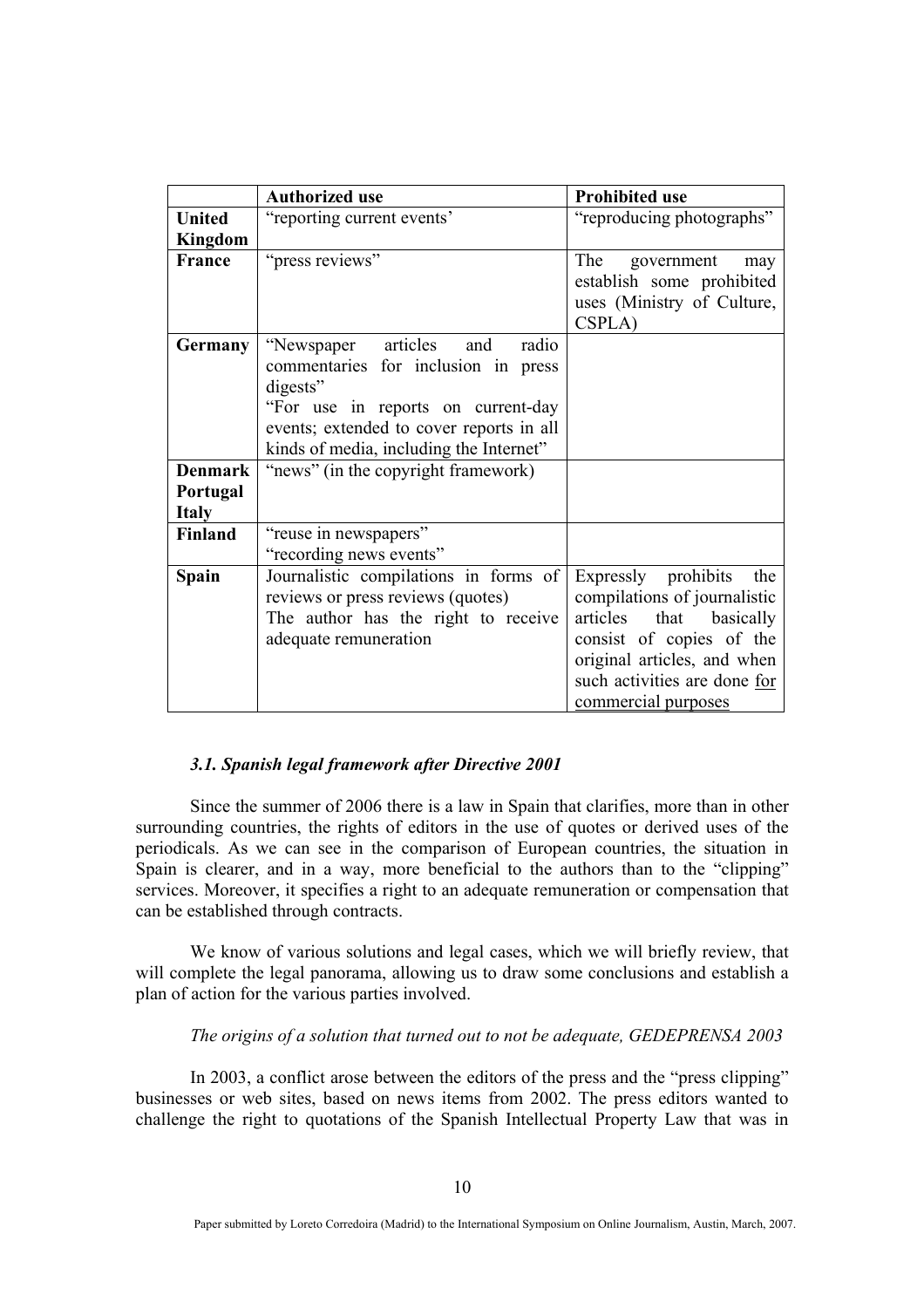| | Authorized use | Prohibited use |
|---|---|---|
| **United Kingdom** | "reporting current events' | "reproducing photographs" |
| **France** | "press reviews" | The government may establish some prohibited uses (Ministry of Culture, CSPLA) |
| **Germany** | "Newspaper articles and radio commentaries for inclusion in press digests"<br>"For use in reports on current-day events; extended to cover reports in all kinds of media, including the Internet" | |
| **Denmark Portugal Italy** | "news" (in the copyright framework) | |
| **Finland** | "reuse in newspapers"<br>"recording news events" | |
| **Spain** | Journalistic compilations in forms of reviews or press reviews (quotes)<br>The author has the right to receive adequate remuneration | Expressly prohibits the compilations of journalistic articles that basically consist of copies of the original articles, and when such activities are done <u>for commercial purposes</u> |

### *3.1. Spanish legal framework after Directive 2001*

Since the summer of 2006 there is a law in Spain that clarifies, more than in other surrounding countries, the rights of editors in the use of quotes or derived uses of the periodicals. As we can see in the comparison of European countries, the situation in Spain is clearer, and in a way, more beneficial to the authors than to the "clipping" services. Moreover, it specifies a right to an adequate remuneration or compensation that can be established through contracts.

We know of various solutions and legal cases, which we will briefly review, that will complete the legal panorama, allowing us to draw some conclusions and establish a plan of action for the various parties involved.

*The origins of a solution that turned out to not be adequate, GEDEPRENSA 2003*

In 2003, a conflict arose between the editors of the press and the "press clipping" businesses or web sites, based on news items from 2002. The press editors wanted to challenge the right to quotations of the Spanish Intellectual Property Law that was in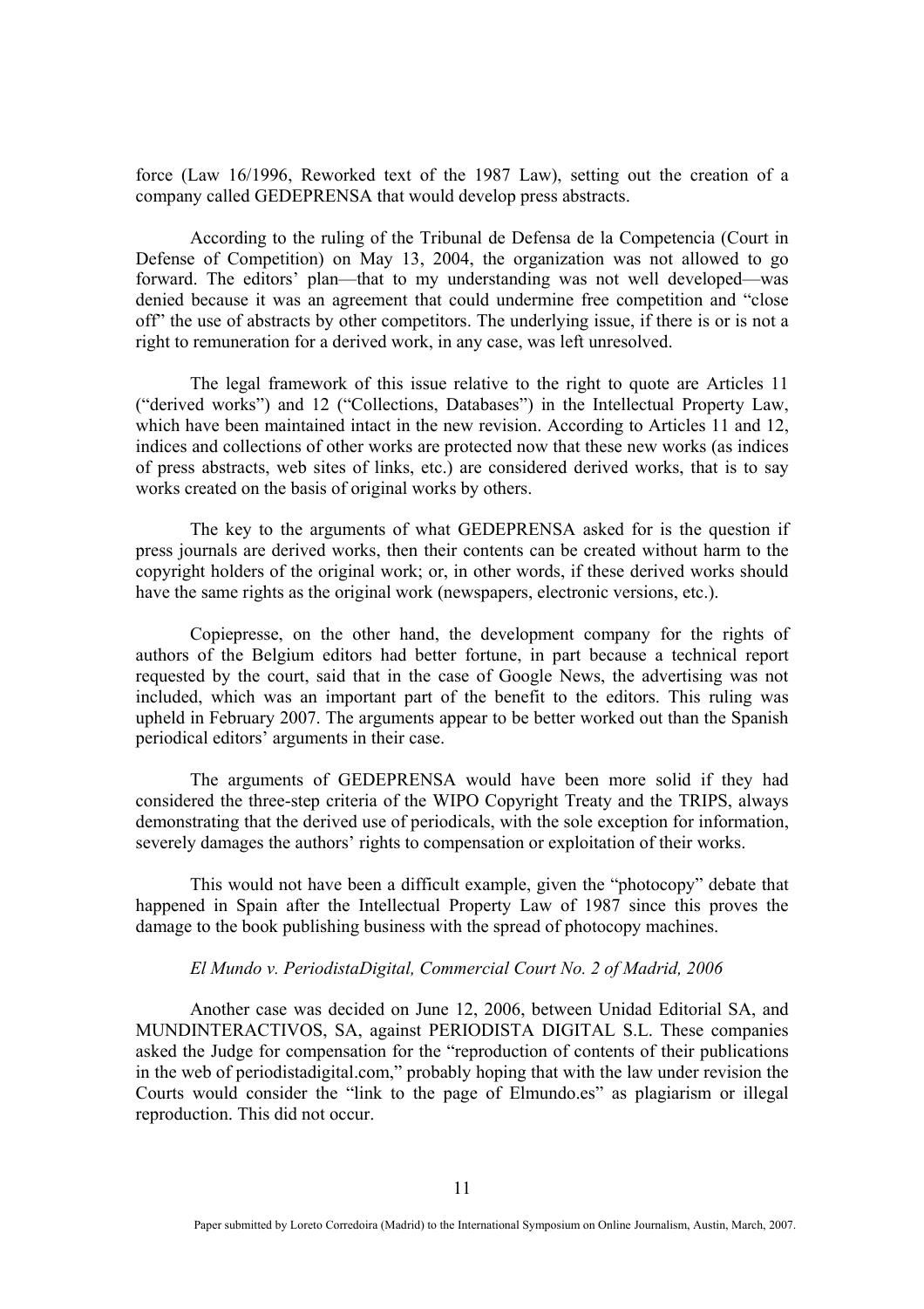force (Law 16/1996, Reworked text of the 1987 Law), setting out the creation of a company called GEDEPRENSA that would develop press abstracts.

According to the ruling of the Tribunal de Defensa de la Competencia (Court in Defense of Competition) on May 13, 2004, the organization was not allowed to go forward. The editors' plan—that to my understanding was not well developed—was denied because it was an agreement that could undermine free competition and "close off" the use of abstracts by other competitors. The underlying issue, if there is or is not a right to remuneration for a derived work, in any case, was left unresolved.

The legal framework of this issue relative to the right to quote are Articles 11 ("derived works") and 12 ("Collections, Databases") in the Intellectual Property Law, which have been maintained intact in the new revision. According to Articles 11 and 12, indices and collections of other works are protected now that these new works (as indices of press abstracts, web sites of links, etc.) are considered derived works, that is to say works created on the basis of original works by others.

The key to the arguments of what GEDEPRENSA asked for is the question if press journals are derived works, then their contents can be created without harm to the copyright holders of the original work; or, in other words, if these derived works should have the same rights as the original work (newspapers, electronic versions, etc.).

Copiepresse, on the other hand, the development company for the rights of authors of the Belgium editors had better fortune, in part because a technical report requested by the court, said that in the case of Google News, the advertising was not included, which was an important part of the benefit to the editors. This ruling was upheld in February 2007. The arguments appear to be better worked out than the Spanish periodical editors' arguments in their case.

The arguments of GEDEPRENSA would have been more solid if they had considered the three-step criteria of the WIPO Copyright Treaty and the TRIPS, always demonstrating that the derived use of periodicals, with the sole exception for information, severely damages the authors' rights to compensation or exploitation of their works.

This would not have been a difficult example, given the "photocopy" debate that happened in Spain after the Intellectual Property Law of 1987 since this proves the damage to the book publishing business with the spread of photocopy machines.

*El Mundo v. PeriodistaDigital, Commercial Court No. 2 of Madrid, 2006*

Another case was decided on June 12, 2006, between Unidad Editorial SA, and MUNDINTERACTIVOS, SA, against PERIODISTA DIGITAL S.L. These companies asked the Judge for compensation for the "reproduction of contents of their publications in the web of periodistadigital.com," probably hoping that with the law under revision the Courts would consider the "link to the page of Elmundo.es" as plagiarism or illegal reproduction. This did not occur.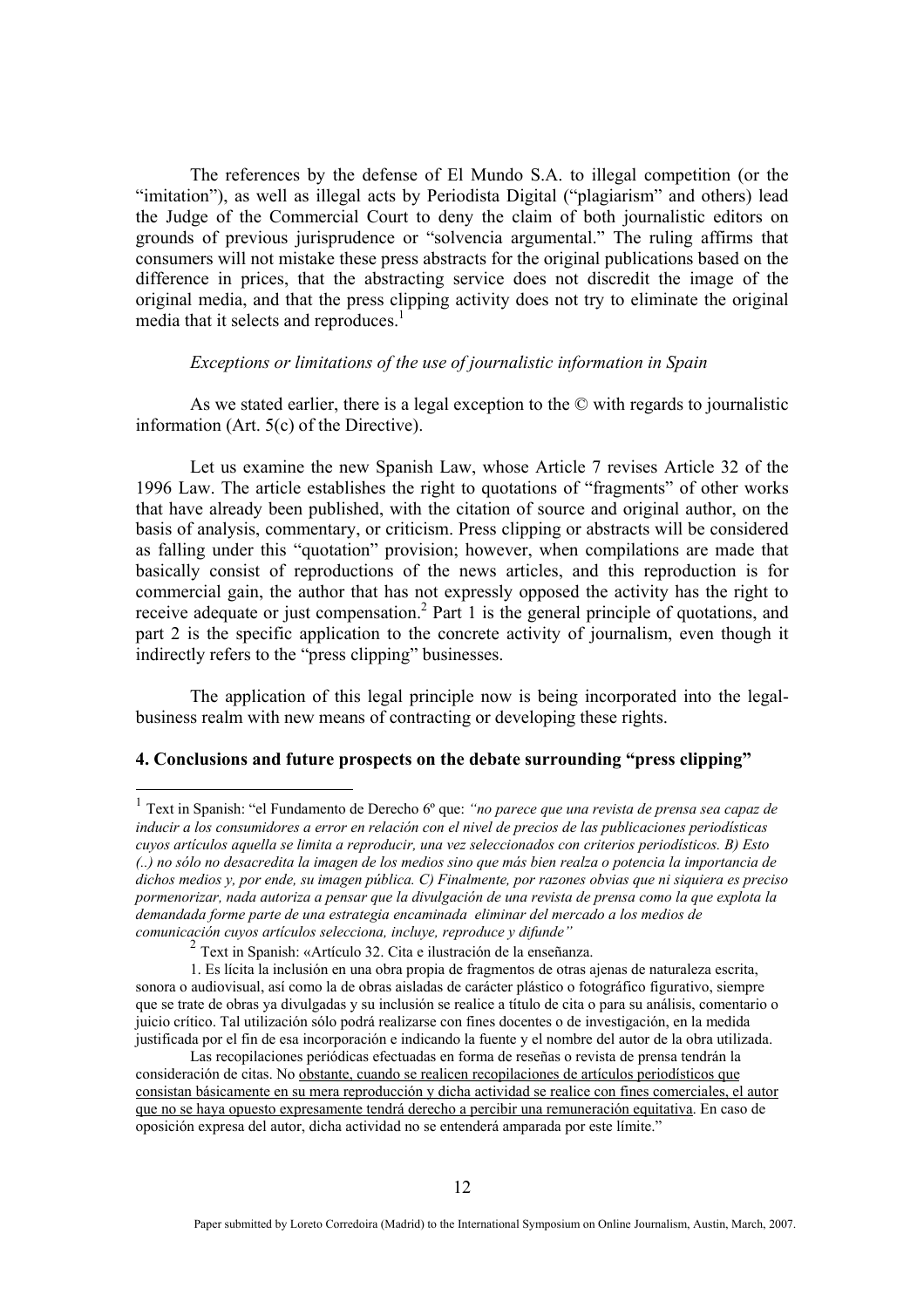The references by the defense of El Mundo S.A. to illegal competition (or the "imitation"), as well as illegal acts by Periodista Digital ("plagiarism" and others) lead the Judge of the Commercial Court to deny the claim of both journalistic editors on grounds of previous jurisprudence or "solvencia argumental." The ruling affirms that consumers will not mistake these press abstracts for the original publications based on the difference in prices, that the abstracting service does not discredit the image of the original media, and that the press clipping activity does not try to eliminate the original media that it selects and reproduces.[1]

*Exceptions or limitations of the use of journalistic information in Spain*

As we stated earlier, there is a legal exception to the © with regards to journalistic information (Art. 5(c) of the Directive).

Let us examine the new Spanish Law, whose Article 7 revises Article 32 of the 1996 Law. The article establishes the right to quotations of "fragments" of other works that have already been published, with the citation of source and original author, on the basis of analysis, commentary, or criticism. Press clipping or abstracts will be considered as falling under this "quotation" provision; however, when compilations are made that basically consist of reproductions of the news articles, and this reproduction is for commercial gain, the author that has not expressly opposed the activity has the right to receive adequate or just compensation.[2] Part 1 is the general principle of quotations, and part 2 is the specific application to the concrete activity of journalism, even though it indirectly refers to the "press clipping" businesses.

The application of this legal principle now is being incorporated into the legal-business realm with new means of contracting or developing these rights.

## 4. Conclusions and future prospects on the debate surrounding "press clipping"

---

[1] Text in Spanish: "el Fundamento de Derecho 6º que: *"no parece que una revista de prensa sea capaz de inducir a los consumidores a error en relación con el nivel de precios de las publicaciones periodísticas cuyos artículos aquella se limita a reproducir, una vez seleccionados con criterios periodísticos. B) Esto (..) no sólo no desacredita la imagen de los medios sino que más bien realza o potencia la importancia de dichos medios y, por ende, su imagen pública. C) Finalmente, por razones obvias que ni siquiera es preciso pormenorizar, nada autoriza a pensar que la divulgación de una revista de prensa como la que explota la demandada forme parte de una estrategia encaminada eliminar del mercado a los medios de comunicación cuyos artículos selecciona, incluye, reproduce y difunde"*

[2] Text in Spanish: «Artículo 32. Cita e ilustración de la enseñanza.

1. Es lícita la inclusión en una obra propia de fragmentos de otras ajenas de naturaleza escrita, sonora o audiovisual, así como la de obras aisladas de carácter plástico o fotográfico figurativo, siempre que se trate de obras ya divulgadas y su inclusión se realice a título de cita o para su análisis, comentario o juicio crítico. Tal utilización sólo podrá realizarse con fines docentes o de investigación, en la medida justificada por el fin de esa incorporación e indicando la fuente y el nombre del autor de la obra utilizada.

Las recopilaciones periódicas efectuadas en forma de reseñas o revista de prensa tendrán la consideración de citas. No obstante, cuando se realicen recopilaciones de artículos periodísticos que consistan básicamente en su mera reproducción y dicha actividad se realice con fines comerciales, el autor que no se haya opuesto expresamente tendrá derecho a percibir una remuneración equitativa. En caso de oposición expresa del autor, dicha actividad no se entenderá amparada por este límite."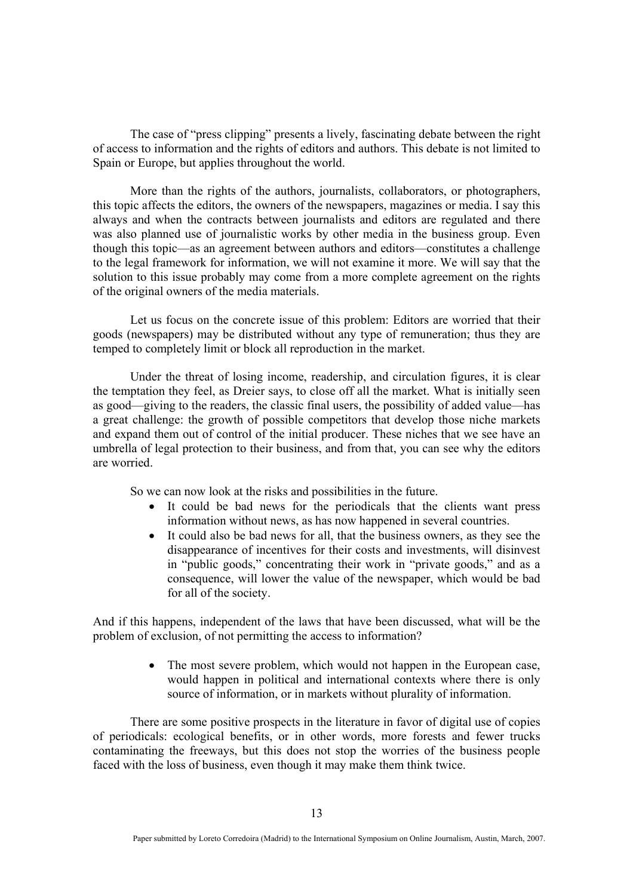The case of "press clipping" presents a lively, fascinating debate between the right of access to information and the rights of editors and authors. This debate is not limited to Spain or Europe, but applies throughout the world.

More than the rights of the authors, journalists, collaborators, or photographers, this topic affects the editors, the owners of the newspapers, magazines or media. I say this always and when the contracts between journalists and editors are regulated and there was also planned use of journalistic works by other media in the business group. Even though this topic—as an agreement between authors and editors—constitutes a challenge to the legal framework for information, we will not examine it more. We will say that the solution to this issue probably may come from a more complete agreement on the rights of the original owners of the media materials.

Let us focus on the concrete issue of this problem: Editors are worried that their goods (newspapers) may be distributed without any type of remuneration; thus they are temped to completely limit or block all reproduction in the market.

Under the threat of losing income, readership, and circulation figures, it is clear the temptation they feel, as Dreier says, to close off all the market. What is initially seen as good—giving to the readers, the classic final users, the possibility of added value—has a great challenge: the growth of possible competitors that develop those niche markets and expand them out of control of the initial producer. These niches that we see have an umbrella of legal protection to their business, and from that, you can see why the editors are worried.

So we can now look at the risks and possibilities in the future.

- It could be bad news for the periodicals that the clients want press information without news, as has now happened in several countries.
- It could also be bad news for all, that the business owners, as they see the disappearance of incentives for their costs and investments, will disinvest in "public goods," concentrating their work in "private goods," and as a consequence, will lower the value of the newspaper, which would be bad for all of the society.

And if this happens, independent of the laws that have been discussed, what will be the problem of exclusion, of not permitting the access to information?

- The most severe problem, which would not happen in the European case, would happen in political and international contexts where there is only source of information, or in markets without plurality of information.

There are some positive prospects in the literature in favor of digital use of copies of periodicals: ecological benefits, or in other words, more forests and fewer trucks contaminating the freeways, but this does not stop the worries of the business people faced with the loss of business, even though it may make them think twice.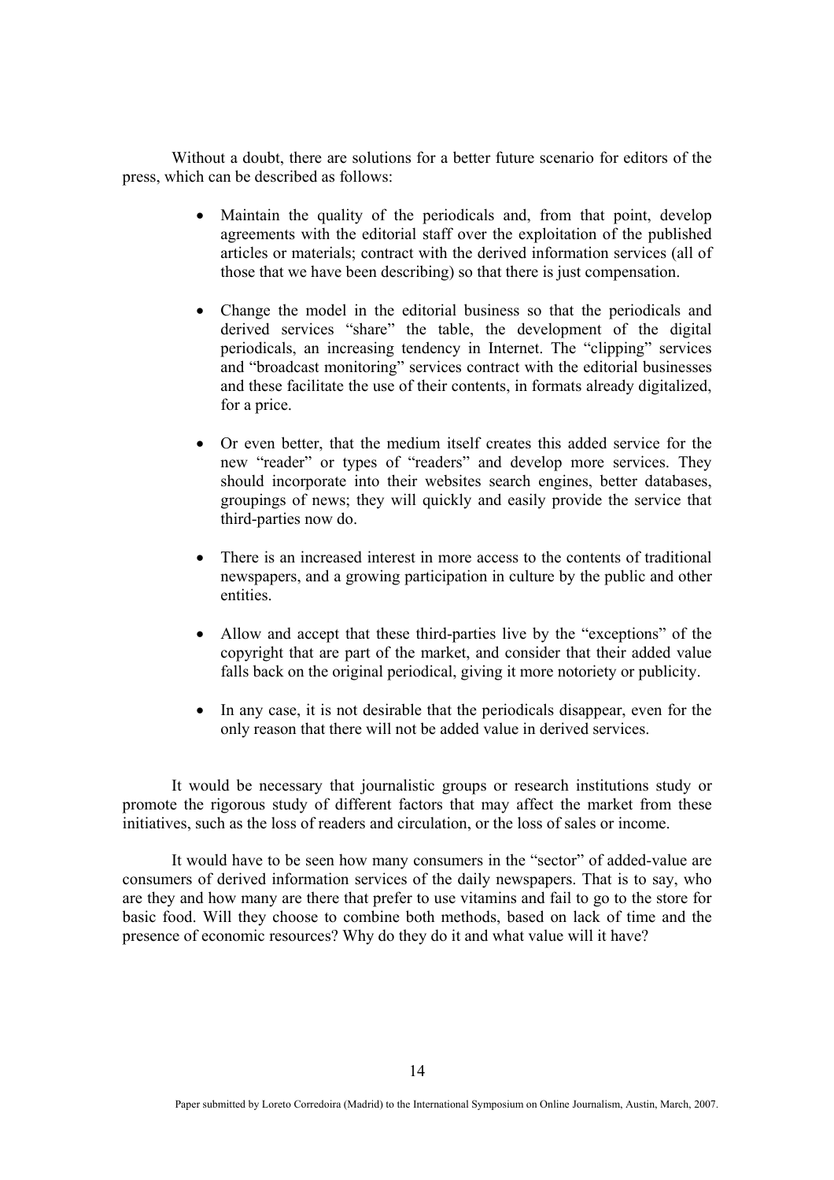Without a doubt, there are solutions for a better future scenario for editors of the press, which can be described as follows:

- Maintain the quality of the periodicals and, from that point, develop agreements with the editorial staff over the exploitation of the published articles or materials; contract with the derived information services (all of those that we have been describing) so that there is just compensation.

- Change the model in the editorial business so that the periodicals and derived services "share" the table, the development of the digital periodicals, an increasing tendency in Internet. The "clipping" services and "broadcast monitoring" services contract with the editorial businesses and these facilitate the use of their contents, in formats already digitalized, for a price.

- Or even better, that the medium itself creates this added service for the new "reader" or types of "readers" and develop more services. They should incorporate into their websites search engines, better databases, groupings of news; they will quickly and easily provide the service that third-parties now do.

- There is an increased interest in more access to the contents of traditional newspapers, and a growing participation in culture by the public and other entities.

- Allow and accept that these third-parties live by the "exceptions" of the copyright that are part of the market, and consider that their added value falls back on the original periodical, giving it more notoriety or publicity.

- In any case, it is not desirable that the periodicals disappear, even for the only reason that there will not be added value in derived services.

It would be necessary that journalistic groups or research institutions study or promote the rigorous study of different factors that may affect the market from these initiatives, such as the loss of readers and circulation, or the loss of sales or income.

It would have to be seen how many consumers in the "sector" of added-value are consumers of derived information services of the daily newspapers. That is to say, who are they and how many are there that prefer to use vitamins and fail to go to the store for basic food. Will they choose to combine both methods, based on lack of time and the presence of economic resources? Why do they do it and what value will it have?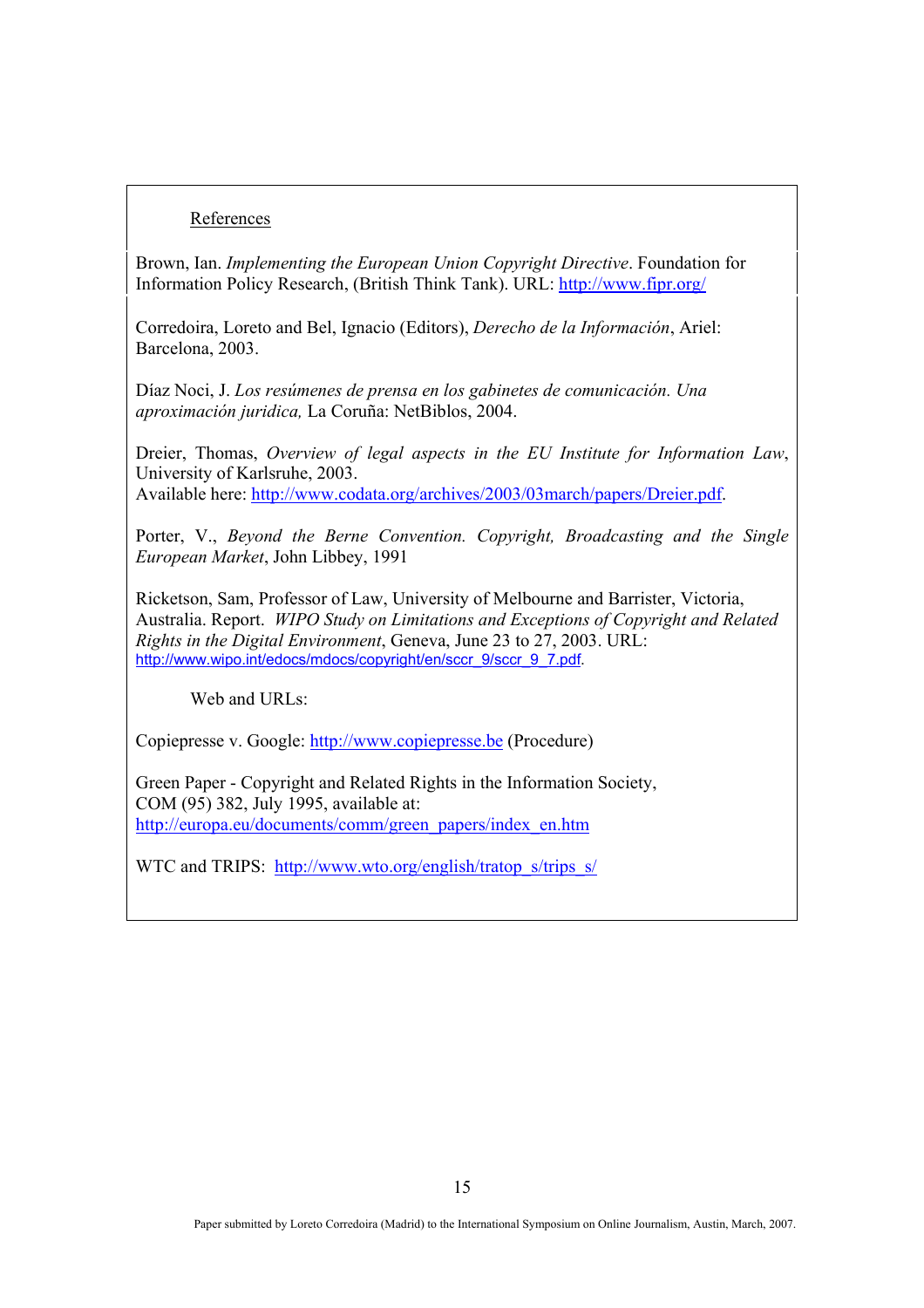## References

Brown, Ian. *Implementing the European Union Copyright Directive*. Foundation for Information Policy Research, (British Think Tank). URL: http://www.fipr.org/

Corredoira, Loreto and Bel, Ignacio (Editors), *Derecho de la Información*, Ariel: Barcelona, 2003.

Díaz Noci, J. *Los resúmenes de prensa en los gabinetes de comunicación. Una aproximación juridica,* La Coruña: NetBiblos, 2004.

Dreier, Thomas, *Overview of legal aspects in the EU Institute for Information Law*, University of Karlsruhe, 2003.
Available here: http://www.codata.org/archives/2003/03march/papers/Dreier.pdf.

Porter, V., *Beyond the Berne Convention. Copyright, Broadcasting and the Single European Market*, John Libbey, 1991

Ricketson, Sam, Professor of Law, University of Melbourne and Barrister, Victoria, Australia. Report. *WIPO Study on Limitations and Exceptions of Copyright and Related Rights in the Digital Environment*, Geneva, June 23 to 27, 2003. URL: http://www.wipo.int/edocs/mdocs/copyright/en/sccr_9/sccr_9_7.pdf.

### Web and URLs:

Copiepresse v. Google: http://www.copiepresse.be (Procedure)

Green Paper - Copyright and Related Rights in the Information Society, COM (95) 382, July 1995, available at: http://europa.eu/documents/comm/green_papers/index_en.htm

WTC and TRIPS: http://www.wto.org/english/tratop_s/trips_s/

Paper submitted by Loreto Corredoira (Madrid) to the International Symposium on Online Journalism, Austin, March, 2007.